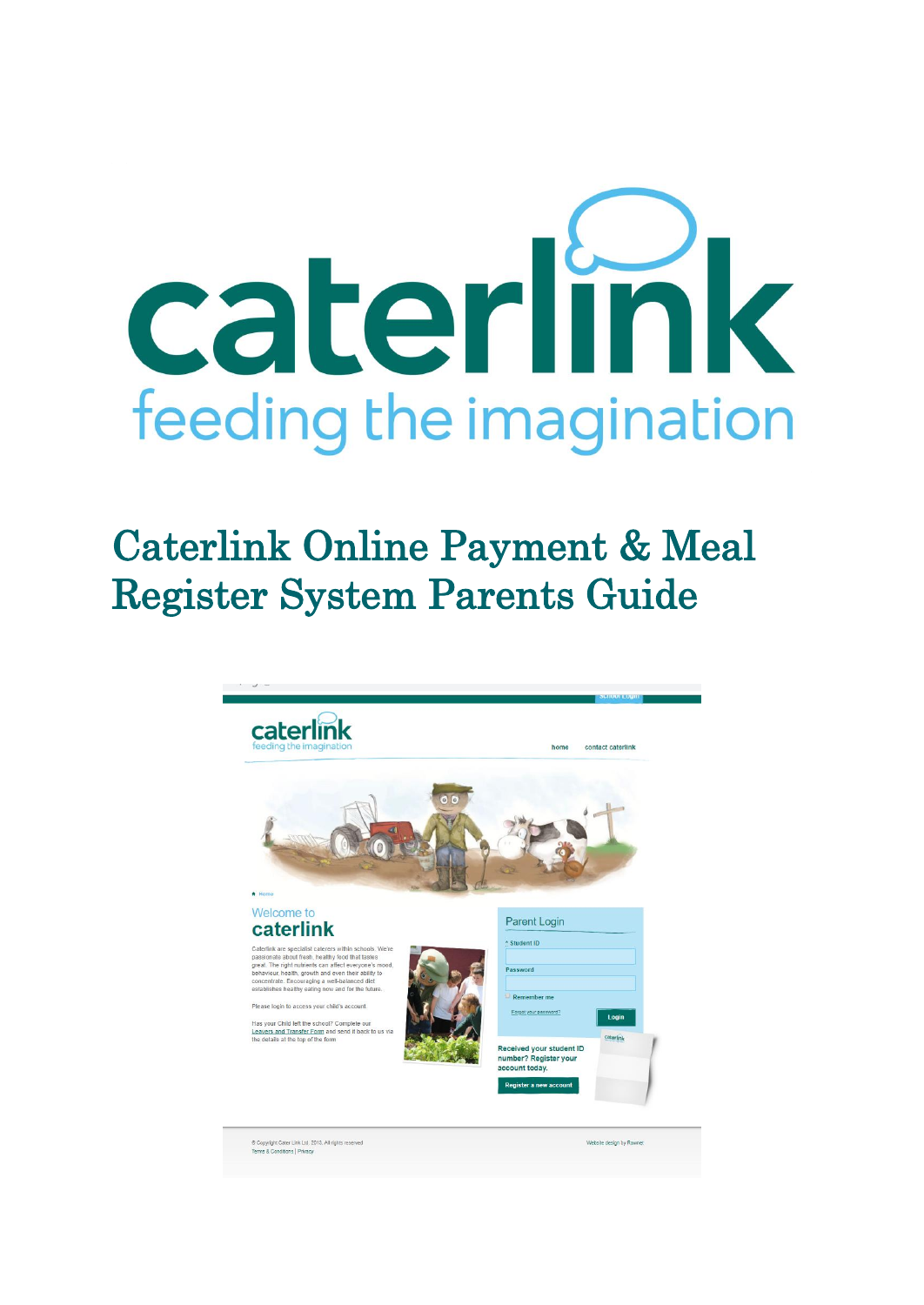caterlink
feeding the imagination

# Caterlink Online Payment & Meal Register System Parents Guide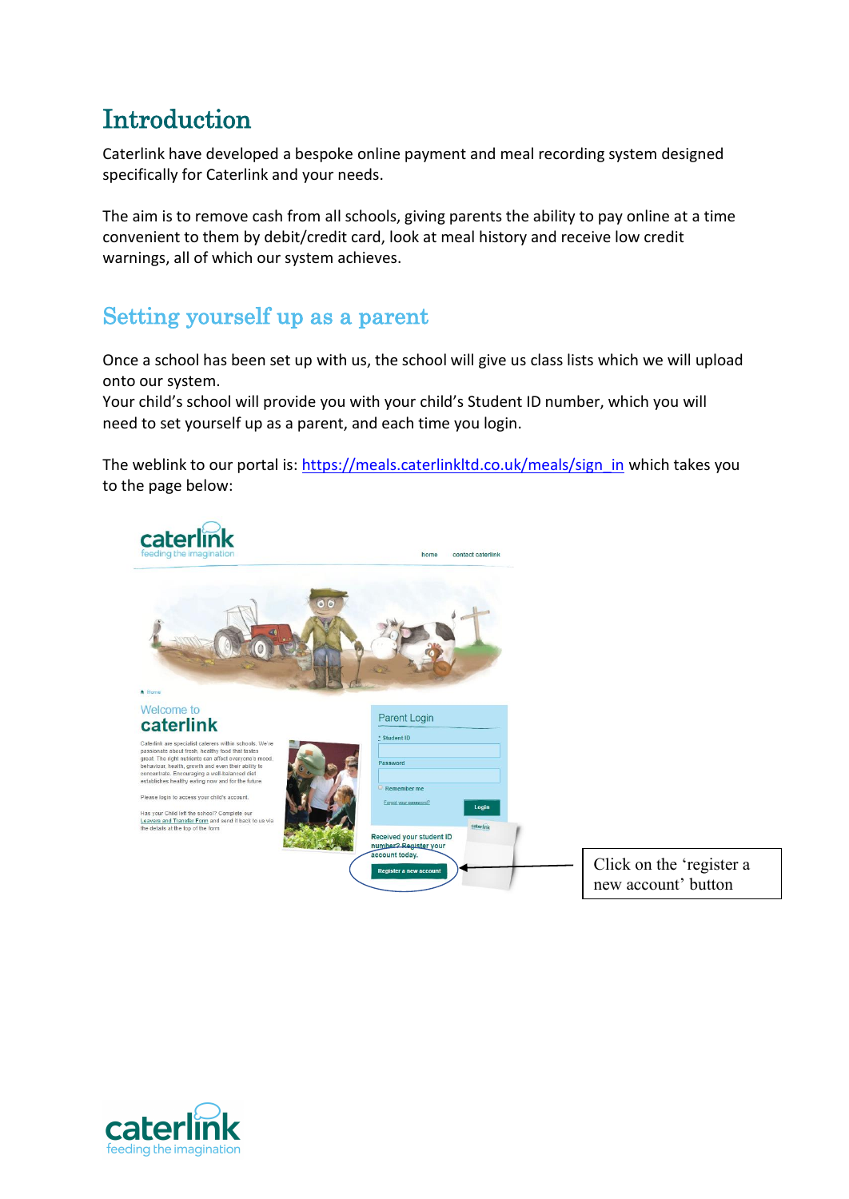# Introduction

Caterlink have developed a bespoke online payment and meal recording system designed specifically for Caterlink and your needs.

The aim is to remove cash from all schools, giving parents the ability to pay online at a time convenient to them by debit/credit card, look at meal history and receive low credit warnings, all of which our system achieves.

## Setting yourself up as a parent

Once a school has been set up with us, the school will give us class lists which we will upload onto our system.
Your child's school will provide you with your child's Student ID number, which you will need to set yourself up as a parent, and each time you login.

The weblink to our portal is: https://meals.caterlinkltd.co.uk/meals/sign_in which takes you to the page below:

Click on the 'register a new account' button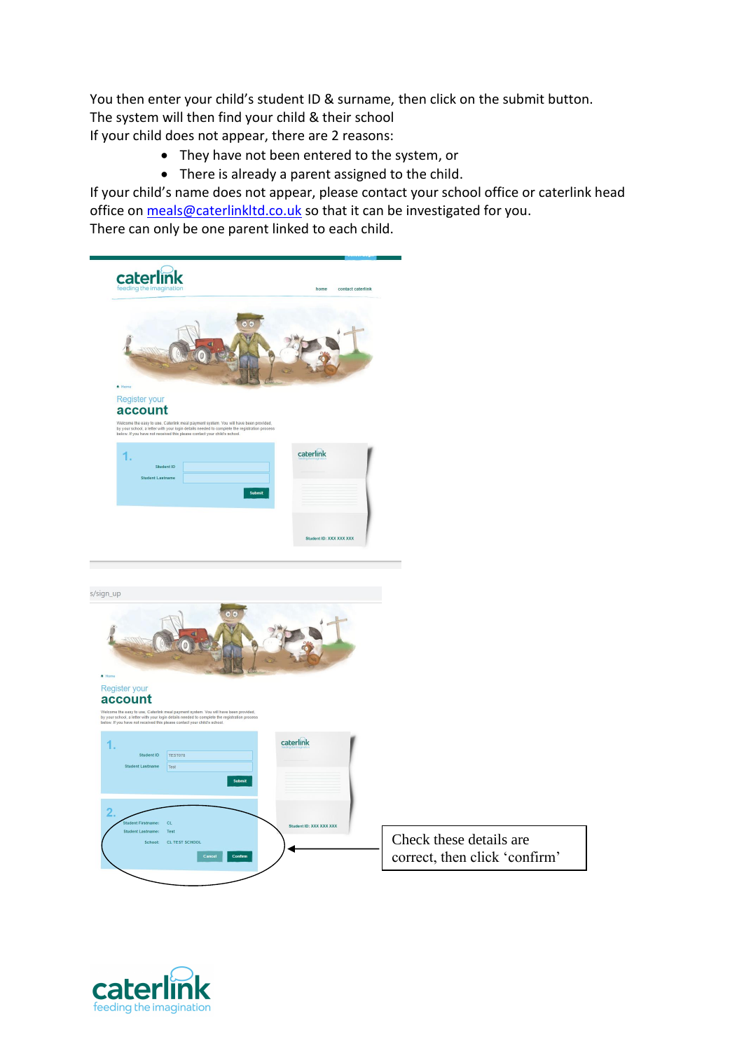You then enter your child's student ID & surname, then click on the submit button.
The system will then find your child & their school
If your child does not appear, there are 2 reasons:

- They have not been entered to the system, or
- There is already a parent assigned to the child.

If your child's name does not appear, please contact your school office or caterlink head office on [meals@caterlinkltd.co.uk](mailto:meals@caterlinkltd.co.uk) so that it can be investigated for you.
There can only be one parent linked to each child.

Check these details are correct, then click 'confirm'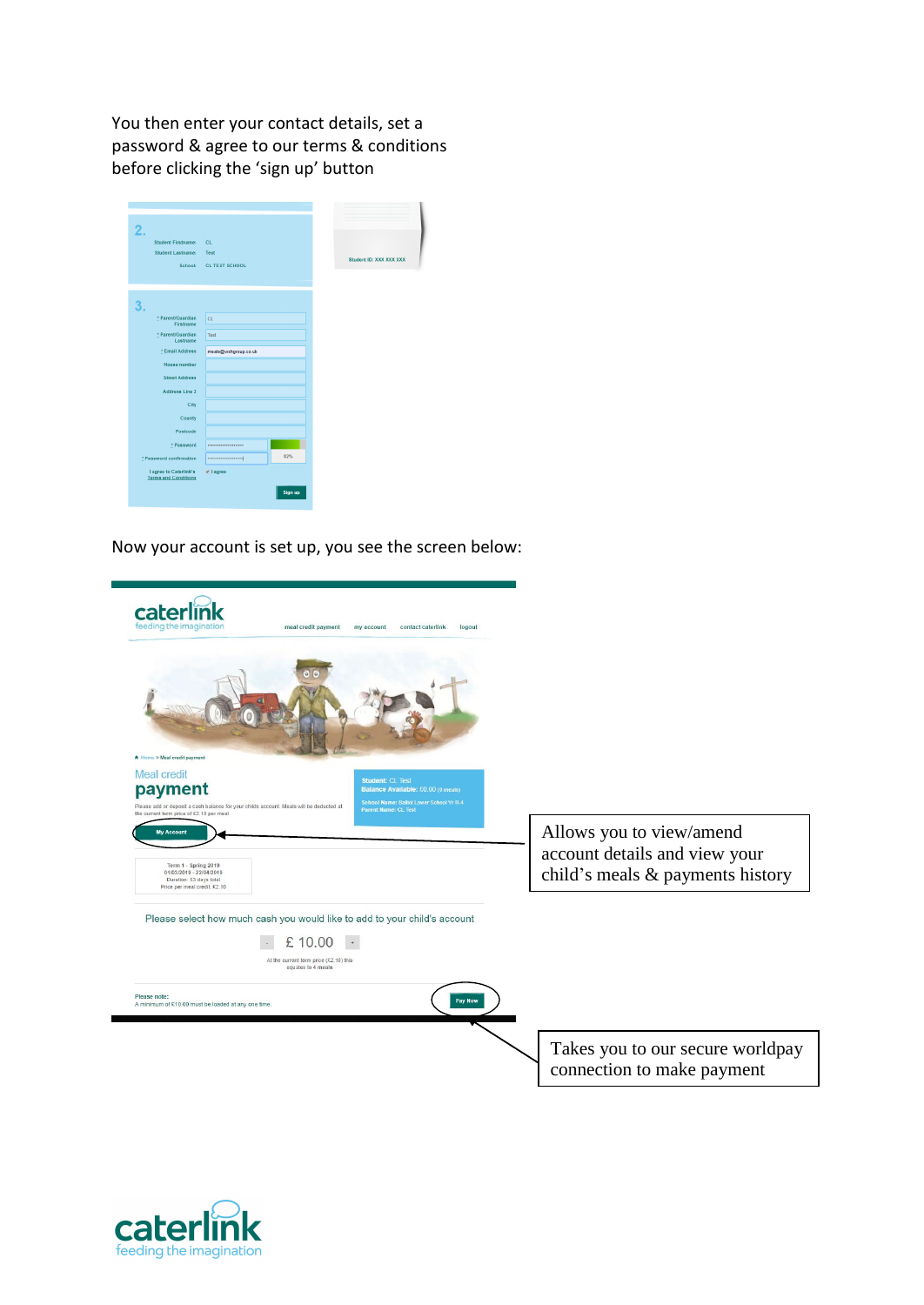You then enter your contact details, set a password & agree to our terms & conditions before clicking the 'sign up' button

Now your account is set up, you see the screen below:

Allows you to view/amend account details and view your child's meals & payments history

Takes you to our secure worldpay connection to make payment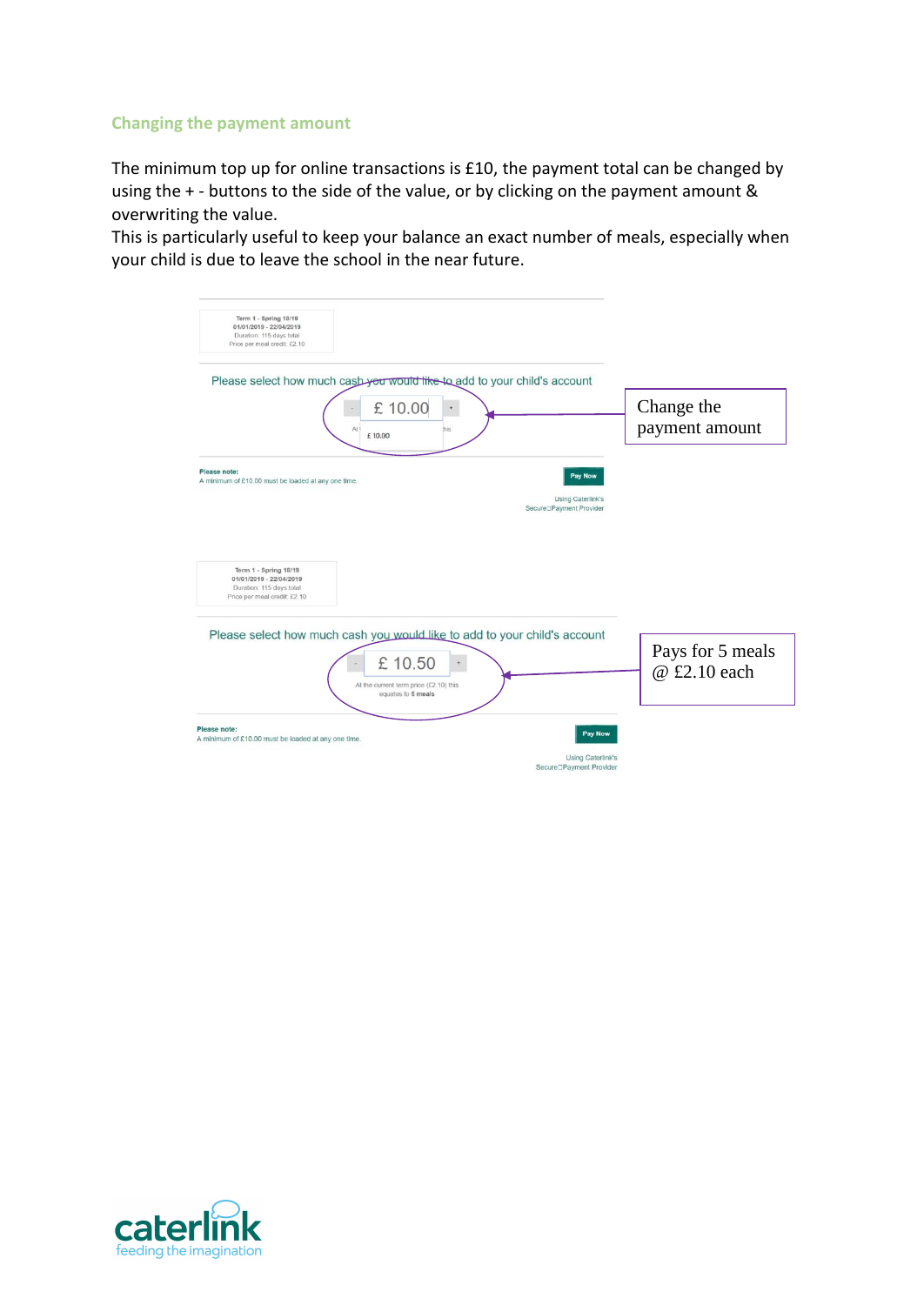## Changing the payment amount

The minimum top up for online transactions is £10, the payment total can be changed by using the + - buttons to the side of the value, or by clicking on the payment amount & overwriting the value.

This is particularly useful to keep your balance an exact number of meals, especially when your child is due to leave the school in the near future.

Term 1 - Spring 18/19
01/01/2019 - 22/04/2019
Duration: 115 days total
Price per meal credit: £2.10

Please select how much cash you would like to add to your child's account

£ 10.00

£ 10.00

Change the payment amount

**Please note:**
A minimum of £10.00 must be loaded at any one time.

Pay Now

Using Caterlink's Secure Payment Provider

Term 1 - Spring 18/19
01/01/2019 - 22/04/2019
Duration: 115 days total
Price per meal credit: £2.10

Please select how much cash you would like to add to your child's account

£ 10.50

At the current term price (£2.10) this equates to **5 meals**

Pays for 5 meals @ £2.10 each

**Please note:**
A minimum of £10.00 must be loaded at any one time.

Pay Now

Using Caterlink's Secure Payment Provider

caterlink
feeding the imagination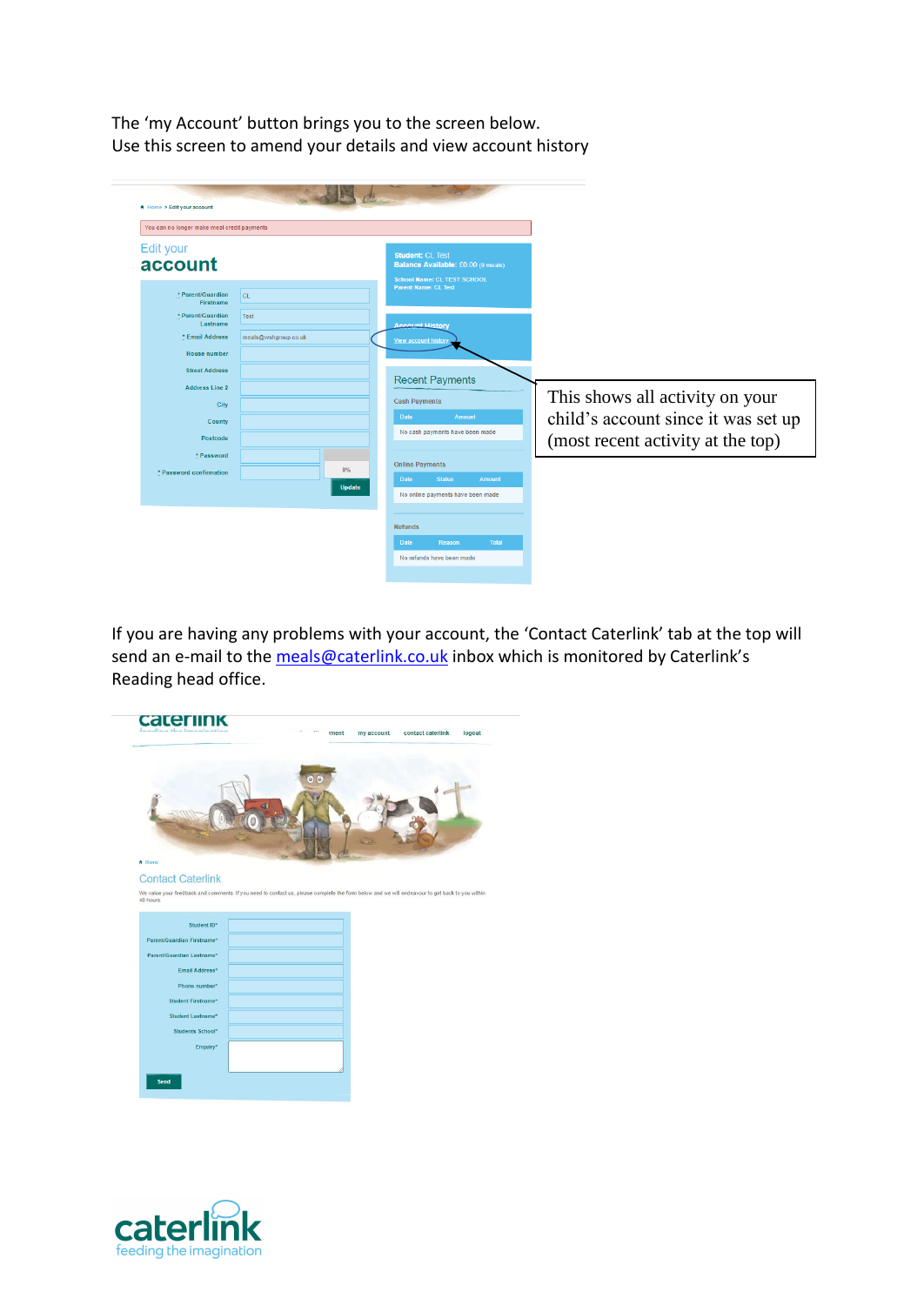The ‘my Account’ button brings you to the screen below.
Use this screen to amend your details and view account history

This shows all activity on your child’s account since it was set up (most recent activity at the top)

If you are having any problems with your account, the ‘Contact Caterlink’ tab at the top will send an e-mail to the meals@caterlink.co.uk inbox which is monitored by Caterlink’s Reading head office.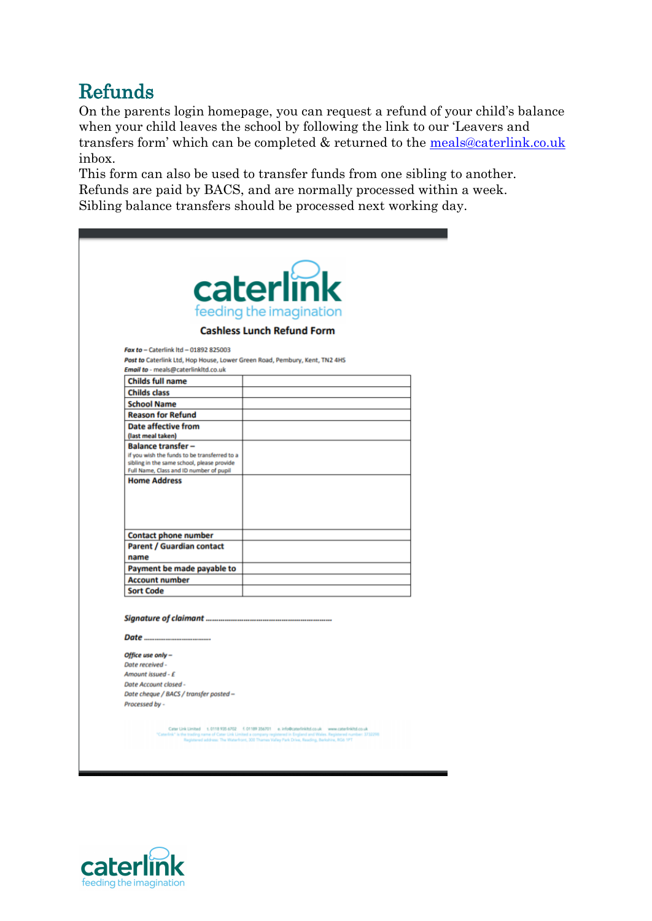## Refunds

On the parents login homepage, you can request a refund of your child's balance when your child leaves the school by following the link to our 'Leavers and transfers form' which can be completed & returned to the [meals@caterlink.co.uk](mailto:meals@caterlink.co.uk) inbox.
This form can also be used to transfer funds from one sibling to another.
Refunds are paid by BACS, and are normally processed within a week.
Sibling balance transfers should be processed next working day.

caterlink
feeding the imagination

**Cashless Lunch Refund Form**

***Fax to*** – Caterlink ltd – 01892 825003
***Post to*** Caterlink Ltd, Hop House, Lower Green Road, Pembury, Kent, TN2 4HS
***Email to*** - meals@caterlinkltd.co.uk

| | |
|---|---|
| **Childs full name** | |
| **Childs class** | |
| **School Name** | |
| **Reason for Refund** | |
| **Date affective from** (last meal taken) | |
| **Balance transfer –** If you wish the funds to be transferred to a sibling in the same school, please provide Full Name, Class and ID number of pupil | |
| **Home Address** | |
| **Contact phone number** | |
| **Parent / Guardian contact name** | |
| **Payment be made payable to** | |
| **Account number** | |
| **Sort Code** | |

***Signature of claimant*** ............................................................

***Date*** ...................................

***Office use only –***
*Date received -*
*Amount issued - £*
*Date Account closed -*
*Date cheque / BACS / transfer posted –*
*Processed by -*

caterlink
feeding the imagination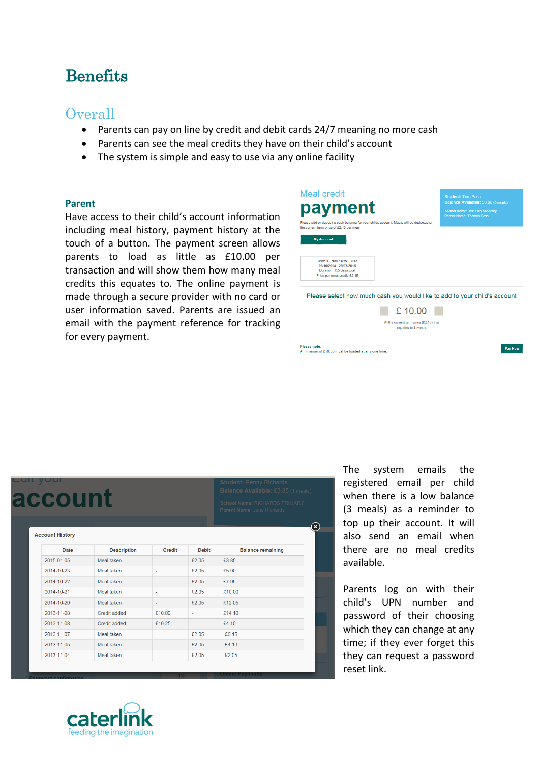# Benefits

## Overall

- Parents can pay on line by credit and debit cards 24/7 meaning no more cash
- Parents can see the meal credits they have on their child's account
- The system is simple and easy to use via any online facility

### Parent

Have access to their child's account information including meal history, payment history at the touch of a button. The payment screen allows parents to load as little as £10.00 per transaction and will show them how many meal credits this equates to. The online payment is made through a secure provider with no card or user information saved. Parents are issued an email with the payment reference for tracking for every payment.

Meal credit
payment

Please add or deposit a cash balance for your childs account. Meals will be deducted at the current term price of £2.15 per meal

My Account

Student: Tom Pass
Balance Available: £0.00 (0 meals)
School Name: The Hills Academy
Parent Name: Thomas Pass

Term 1 - Nov 14 to Jul 15
28/10/2014 - 25/07/2015
Duration: 155 days total
Price per meal credit: £2.15

Please select how much cash you would like to add to your child's account

- £ 10.00 +

At the current term price (£2.15) this equates to 4 meals

Please note:
A minimum of £10.00 must be loaded at any one time.

Pay Now

account

Student: Penny Richards
Balance Available: £3.85 (1 meals)
School Name: RICHARDS PRIMARY
Parent Name: June Richards

Account History

| Date | Description | Credit | Debit | Balance remaining |
|---|---|---|---|---|
| 2015-01-05 | Meal taken | - | £2.05 | £3.85 |
| 2014-10-23 | Meal taken | - | £2.05 | £5.90 |
| 2014-10-22 | Meal taken | - | £2.05 | £7.95 |
| 2014-10-21 | Meal taken | - | £2.05 | £10.00 |
| 2014-10-20 | Meal taken | - | £2.05 | £12.05 |
| 2013-11-08 | Credit added | £10.00 | - | £14.10 |
| 2013-11-08 | Credit added | £10.25 | - | £4.10 |
| 2013-11-07 | Meal taken | - | £2.05 | -£6.15 |
| 2013-11-05 | Meal taken | - | £2.05 | -£4.10 |
| 2013-11-04 | Meal taken | - | £2.05 | -£2.05 |

The system emails the registered email per child when there is a low balance (3 meals) as a reminder to top up their account. It will also send an email when there are no meal credits available.

Parents log on with their child's UPN number and password of their choosing which they can change at any time; if they ever forget this they can request a password reset link.

caterlink
feeding the imagination